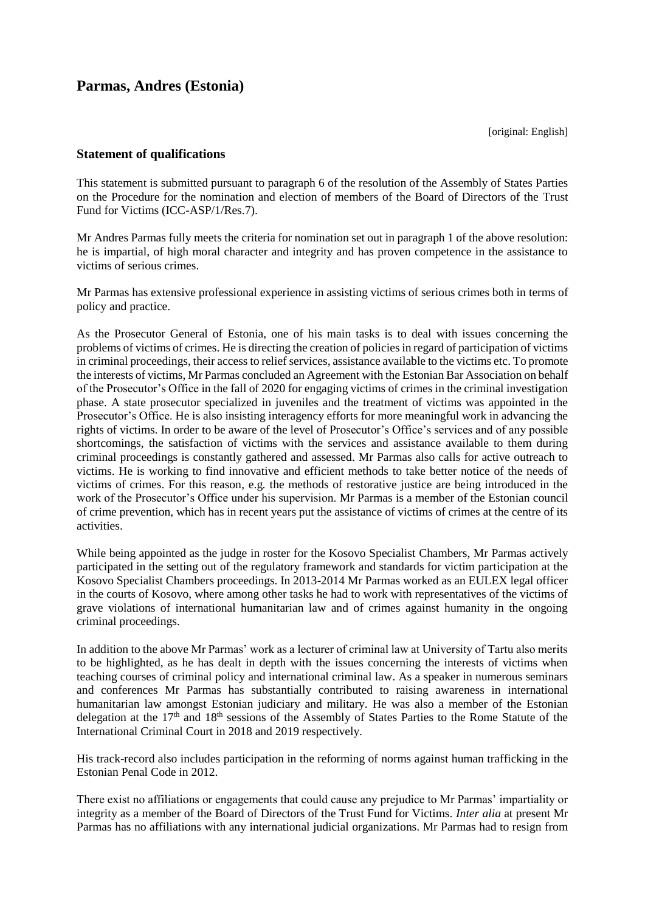# Parmas, Andres (Estonia)

[original: English]

## Statement of qualifications

This statement is submitted pursuant to paragraph 6 of the resolution of the Assembly of States Parties on the Procedure for the nomination and election of members of the Board of Directors of the Trust Fund for Victims (ICC-ASP/1/Res.7).

Mr Andres Parmas fully meets the criteria for nomination set out in paragraph 1 of the above resolution: he is impartial, of high moral character and integrity and has proven competence in the assistance to victims of serious crimes.

Mr Parmas has extensive professional experience in assisting victims of serious crimes both in terms of policy and practice.

As the Prosecutor General of Estonia, one of his main tasks is to deal with issues concerning the problems of victims of crimes. He is directing the creation of policies in regard of participation of victims in criminal proceedings, their access to relief services, assistance available to the victims etc. To promote the interests of victims, Mr Parmas concluded an Agreement with the Estonian Bar Association on behalf of the Prosecutor's Office in the fall of 2020 for engaging victims of crimes in the criminal investigation phase. A state prosecutor specialized in juveniles and the treatment of victims was appointed in the Prosecutor's Office. He is also insisting interagency efforts for more meaningful work in advancing the rights of victims. In order to be aware of the level of Prosecutor's Office's services and of any possible shortcomings, the satisfaction of victims with the services and assistance available to them during criminal proceedings is constantly gathered and assessed. Mr Parmas also calls for active outreach to victims. He is working to find innovative and efficient methods to take better notice of the needs of victims of crimes. For this reason, e.g. the methods of restorative justice are being introduced in the work of the Prosecutor's Office under his supervision. Mr Parmas is a member of the Estonian council of crime prevention, which has in recent years put the assistance of victims of crimes at the centre of its activities.

While being appointed as the judge in roster for the Kosovo Specialist Chambers, Mr Parmas actively participated in the setting out of the regulatory framework and standards for victim participation at the Kosovo Specialist Chambers proceedings. In 2013-2014 Mr Parmas worked as an EULEX legal officer in the courts of Kosovo, where among other tasks he had to work with representatives of the victims of grave violations of international humanitarian law and of crimes against humanity in the ongoing criminal proceedings.

In addition to the above Mr Parmas' work as a lecturer of criminal law at University of Tartu also merits to be highlighted, as he has dealt in depth with the issues concerning the interests of victims when teaching courses of criminal policy and international criminal law. As a speaker in numerous seminars and conferences Mr Parmas has substantially contributed to raising awareness in international humanitarian law amongst Estonian judiciary and military. He was also a member of the Estonian delegation at the 17th and 18th sessions of the Assembly of States Parties to the Rome Statute of the International Criminal Court in 2018 and 2019 respectively.

His track-record also includes participation in the reforming of norms against human trafficking in the Estonian Penal Code in 2012.

There exist no affiliations or engagements that could cause any prejudice to Mr Parmas' impartiality or integrity as a member of the Board of Directors of the Trust Fund for Victims. *Inter alia* at present Mr Parmas has no affiliations with any international judicial organizations. Mr Parmas had to resign from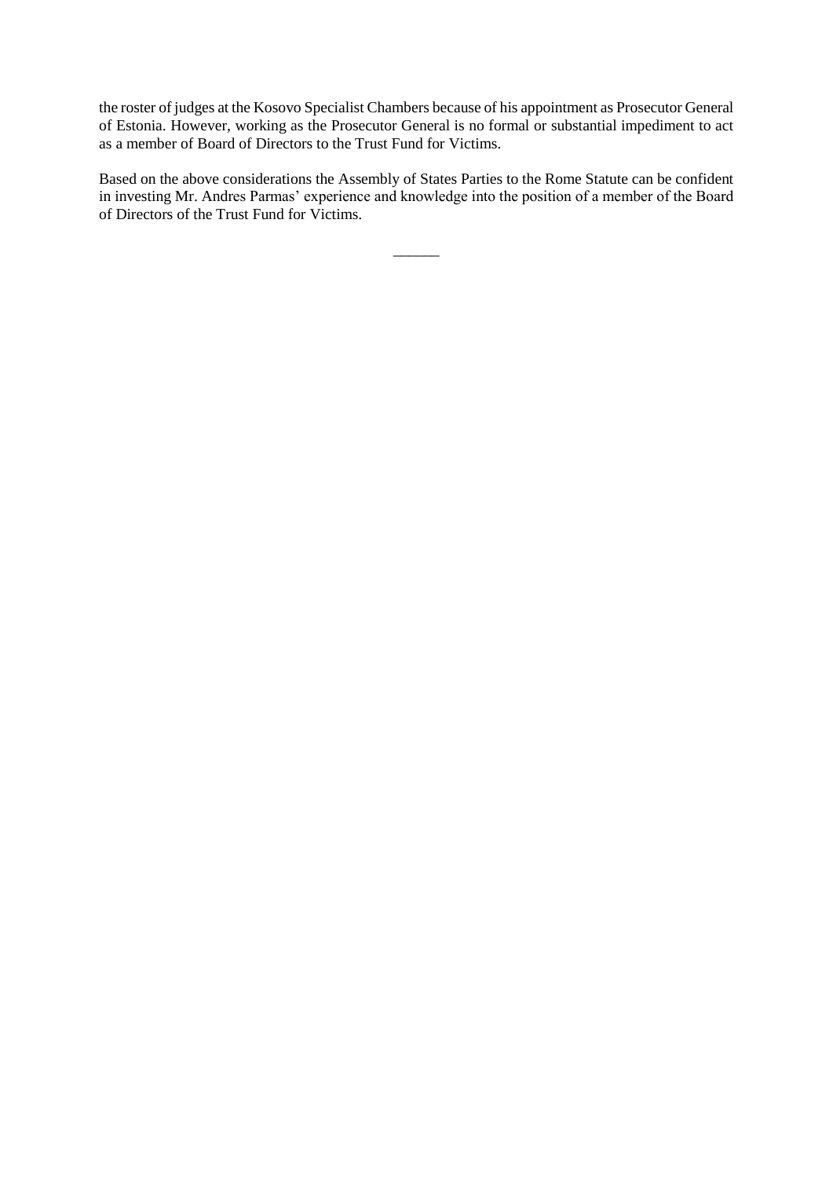the roster of judges at the Kosovo Specialist Chambers because of his appointment as Prosecutor General of Estonia. However, working as the Prosecutor General is no formal or substantial impediment to act as a member of Board of Directors to the Trust Fund for Victims.

Based on the above considerations the Assembly of States Parties to the Rome Statute can be confident in investing Mr. Andres Parmas' experience and knowledge into the position of a member of the Board of Directors of the Trust Fund for Victims.

\_\_\_\_\_\_